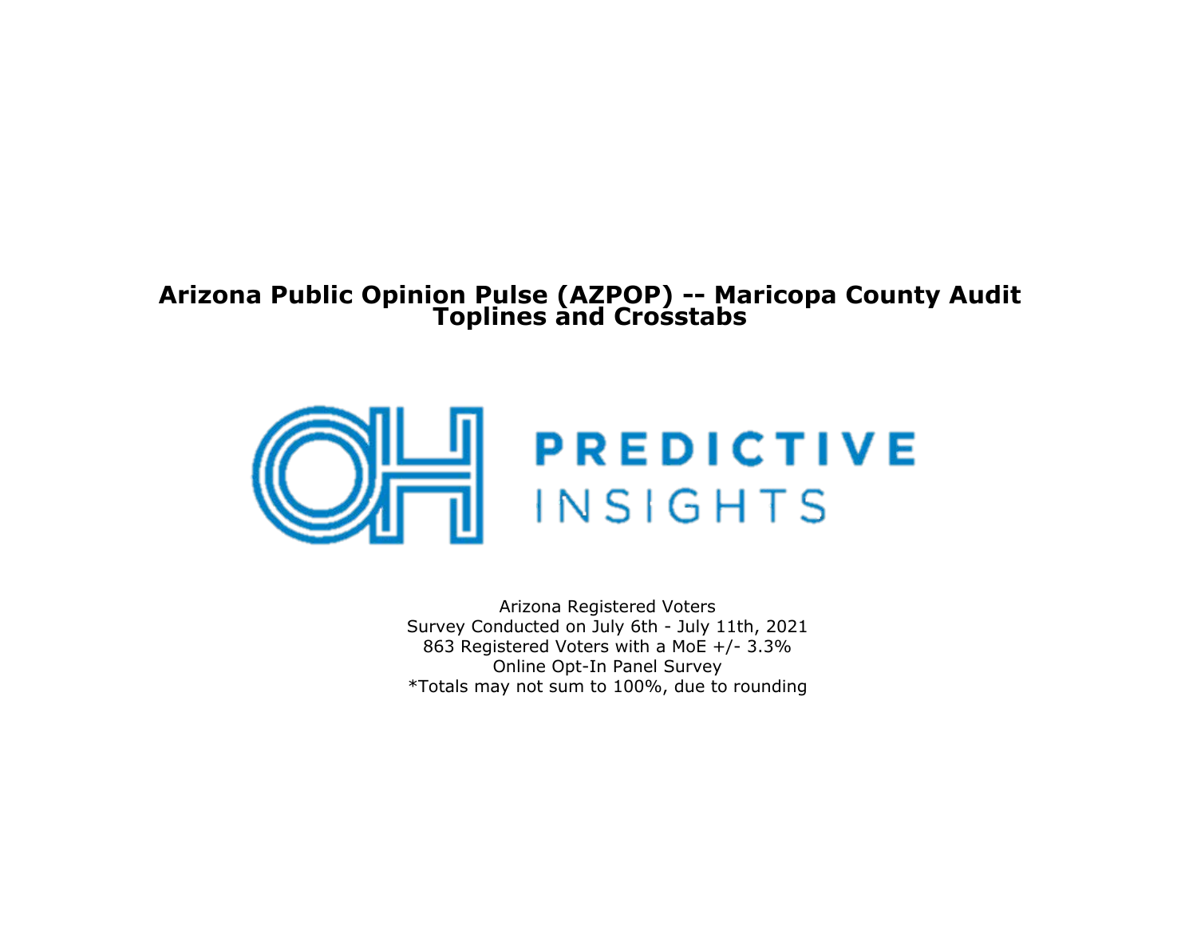# Arizona Public Opinion Pulse (AZPOP) -- Maricopa County Audit
# Toplines and Crosstabs

PREDICTIVE INSIGHTS

Arizona Registered Voters
Survey Conducted on July 6th - July 11th, 2021
863 Registered Voters with a MoE +/- 3.3%
Online Opt-In Panel Survey
*Totals may not sum to 100%, due to rounding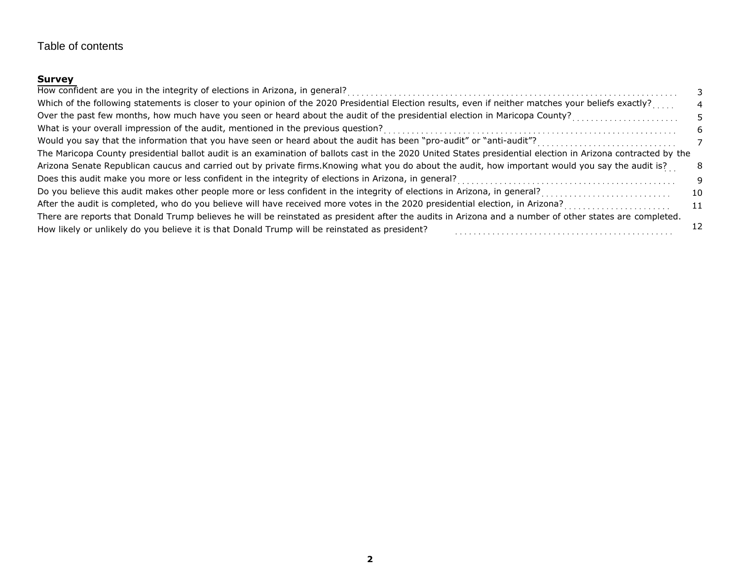# Table of contents

## Survey

| | |
|---|---|
| How confident are you in the integrity of elections in Arizona, in general? | 3 |
| Which of the following statements is closer to your opinion of the 2020 Presidential Election results, even if neither matches your beliefs exactly? | 4 |
| Over the past few months, how much have you seen or heard about the audit of the presidential election in Maricopa County? | 5 |
| What is your overall impression of the audit, mentioned in the previous question? | 6 |
| Would you say that the information that you have seen or heard about the audit has been "pro-audit" or "anti-audit"? | 7 |
| The Maricopa County presidential ballot audit is an examination of ballots cast in the 2020 United States presidential election in Arizona contracted by the Arizona Senate Republican caucus and carried out by private firms.Knowing what you do about the audit, how important would you say the audit is? | 8 |
| Does this audit make you more or less confident in the integrity of elections in Arizona, in general? | 9 |
| Do you believe this audit makes other people more or less confident in the integrity of elections in Arizona, in general? | 10 |
| After the audit is completed, who do you believe will have received more votes in the 2020 presidential election, in Arizona? | 11 |
| There are reports that Donald Trump believes he will be reinstated as president after the audits in Arizona and a number of other states are completed. How likely or unlikely do you believe it is that Donald Trump will be reinstated as president? | 12 |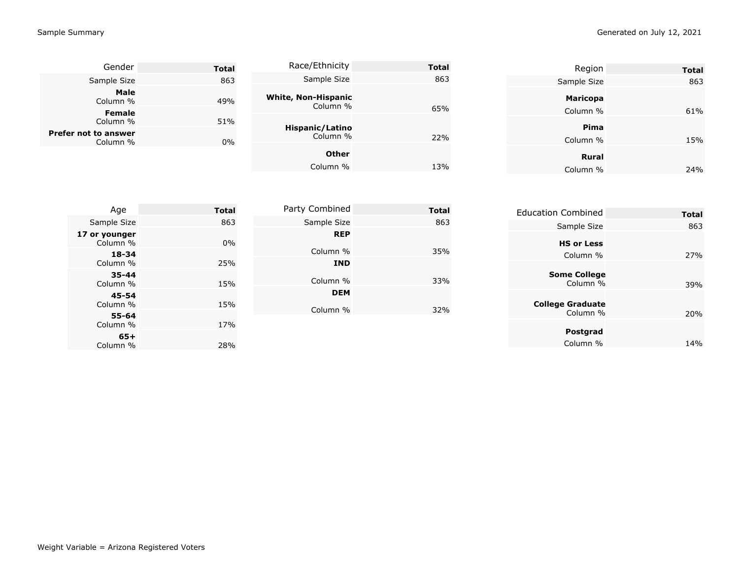Sample Summary

Generated on July 12, 2021

| Gender | Total |
| --- | --- |
| Sample Size | 863 |
| **Male** Column % | 49% |
| **Female** Column % | 51% |
| **Prefer not to answer** Column % | 0% |

| Race/Ethnicity | Total |
| --- | --- |
| Sample Size | 863 |
| **White, Non-Hispanic** Column % | 65% |
| **Hispanic/Latino** Column % | 22% |
| **Other** Column % | 13% |

| Region | Total |
| --- | --- |
| Sample Size | 863 |
| **Maricopa** Column % | 61% |
| **Pima** Column % | 15% |
| **Rural** Column % | 24% |

| Age | Total |
| --- | --- |
| Sample Size | 863 |
| **17 or younger** Column % | 0% |
| **18-34** Column % | 25% |
| **35-44** Column % | 15% |
| **45-54** Column % | 15% |
| **55-64** Column % | 17% |
| **65+** Column % | 28% |

| Party Combined | Total |
| --- | --- |
| Sample Size | 863 |
| **REP** Column % | 35% |
| **IND** Column % | 33% |
| **DEM** Column % | 32% |

| Education Combined | Total |
| --- | --- |
| Sample Size | 863 |
| **HS or Less** Column % | 27% |
| **Some College** Column % | 39% |
| **College Graduate** Column % | 20% |
| **Postgrad** Column % | 14% |

Weight Variable = Arizona Registered Voters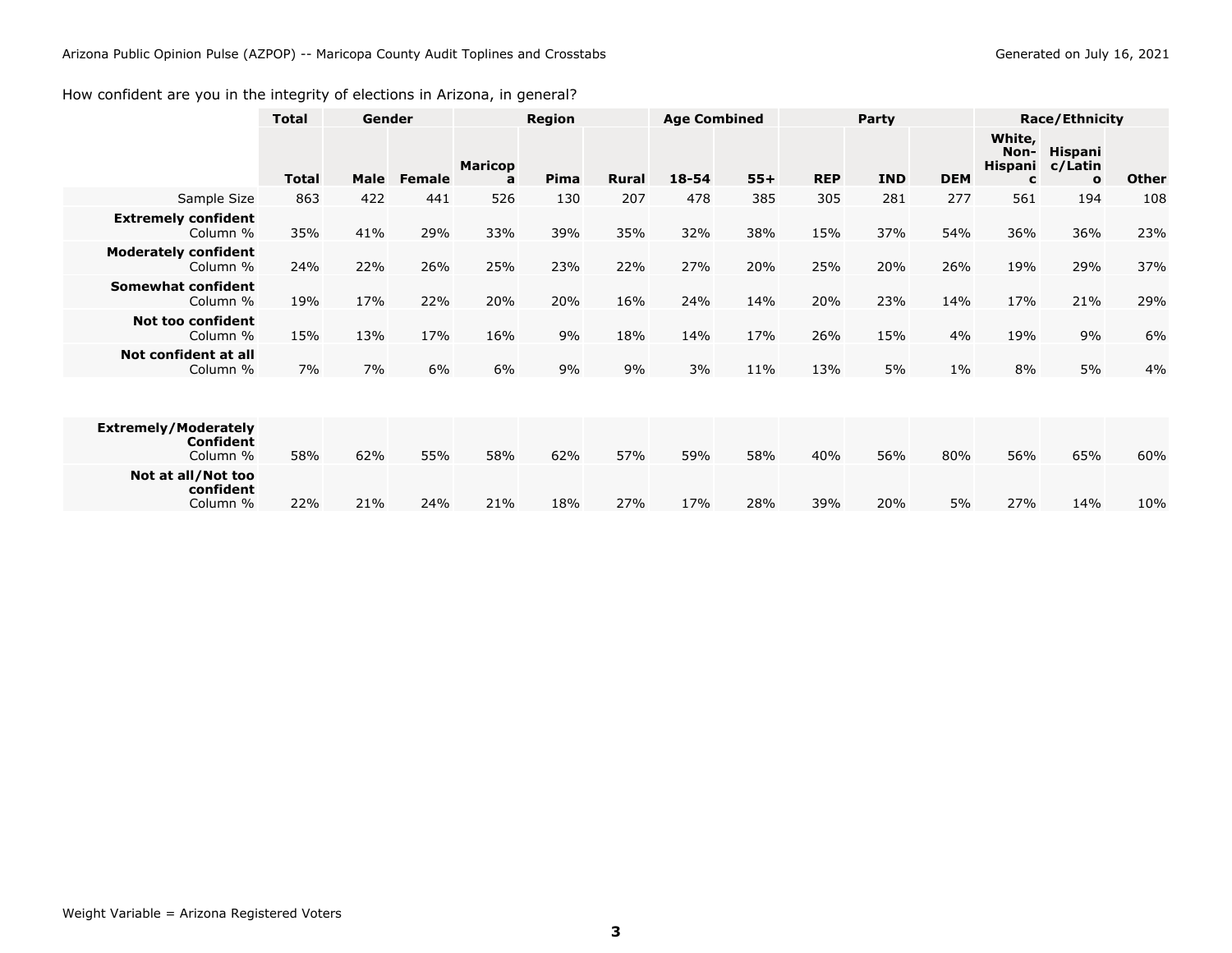How confident are you in the integrity of elections in Arizona, in general?

| | Total | Gender | | Region | | | Age Combined | | Party | | | Race/Ethnicity | | |
|---|---|---|---|---|---|---|---|---|---|---|---|---|---|---|
| | Total | Male | Female | Maricopa | Pima | Rural | 18-54 | 55+ | REP | IND | DEM | White, Non-Hispanic | Hispanic/Latino | Other |
| Sample Size | 863 | 422 | 441 | 526 | 130 | 207 | 478 | 385 | 305 | 281 | 277 | 561 | 194 | 108 |
| **Extremely confident** Column % | 35% | 41% | 29% | 33% | 39% | 35% | 32% | 38% | 15% | 37% | 54% | 36% | 36% | 23% |
| **Moderately confident** Column % | 24% | 22% | 26% | 25% | 23% | 22% | 27% | 20% | 25% | 20% | 26% | 19% | 29% | 37% |
| **Somewhat confident** Column % | 19% | 17% | 22% | 20% | 20% | 16% | 24% | 14% | 20% | 23% | 14% | 17% | 21% | 29% |
| **Not too confident** Column % | 15% | 13% | 17% | 16% | 9% | 18% | 14% | 17% | 26% | 15% | 4% | 19% | 9% | 6% |
| **Not confident at all** Column % | 7% | 7% | 6% | 6% | 9% | 9% | 3% | 11% | 13% | 5% | 1% | 8% | 5% | 4% |
| **Extremely/Moderately Confident** Column % | 58% | 62% | 55% | 58% | 62% | 57% | 59% | 58% | 40% | 56% | 80% | 56% | 65% | 60% |
| **Not at all/Not too confident** Column % | 22% | 21% | 24% | 21% | 18% | 27% | 17% | 28% | 39% | 20% | 5% | 27% | 14% | 10% |

Weight Variable = Arizona Registered Voters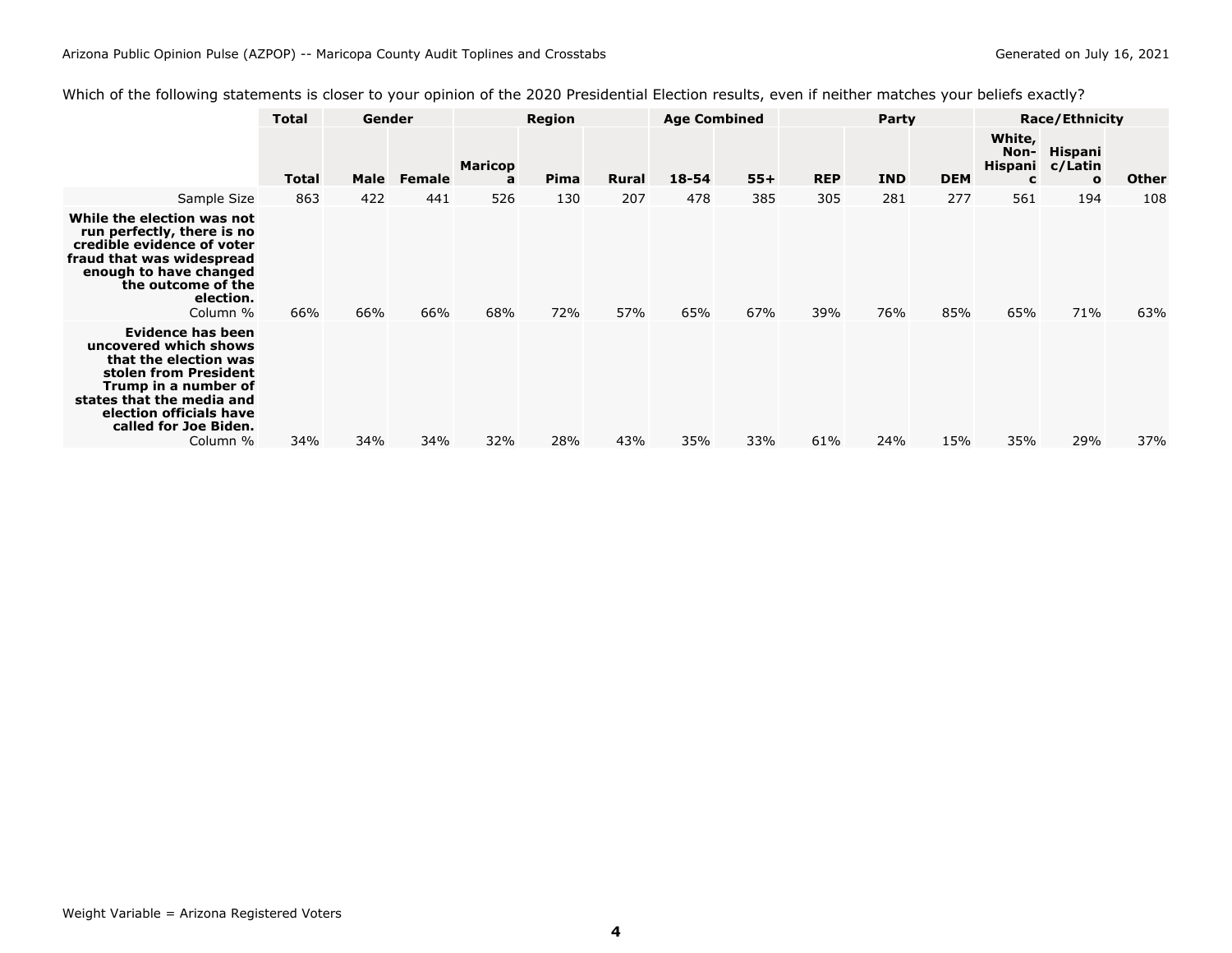Which of the following statements is closer to your opinion of the 2020 Presidential Election results, even if neither matches your beliefs exactly?

| | Total | Gender | | Region | | | Age Combined | | Party | | | Race/Ethnicity | | |
|---|---|---|---|---|---|---|---|---|---|---|---|---|---|---|
| | Total | Male | Female | Maricopa | Pima | Rural | 18-54 | 55+ | REP | IND | DEM | White, Non-Hispanic | Hispanic/Latino | Other |
| Sample Size | 863 | 422 | 441 | 526 | 130 | 207 | 478 | 385 | 305 | 281 | 277 | 561 | 194 | 108 |
| **While the election was not run perfectly, there is no credible evidence of voter fraud that was widespread enough to have changed the outcome of the election.** Column % | 66% | 66% | 66% | 68% | 72% | 57% | 65% | 67% | 39% | 76% | 85% | 65% | 71% | 63% |
| **Evidence has been uncovered which shows that the election was stolen from President Trump in a number of states that the media and election officials have called for Joe Biden.** Column % | 34% | 34% | 34% | 32% | 28% | 43% | 35% | 33% | 61% | 24% | 15% | 35% | 29% | 37% |

Weight Variable = Arizona Registered Voters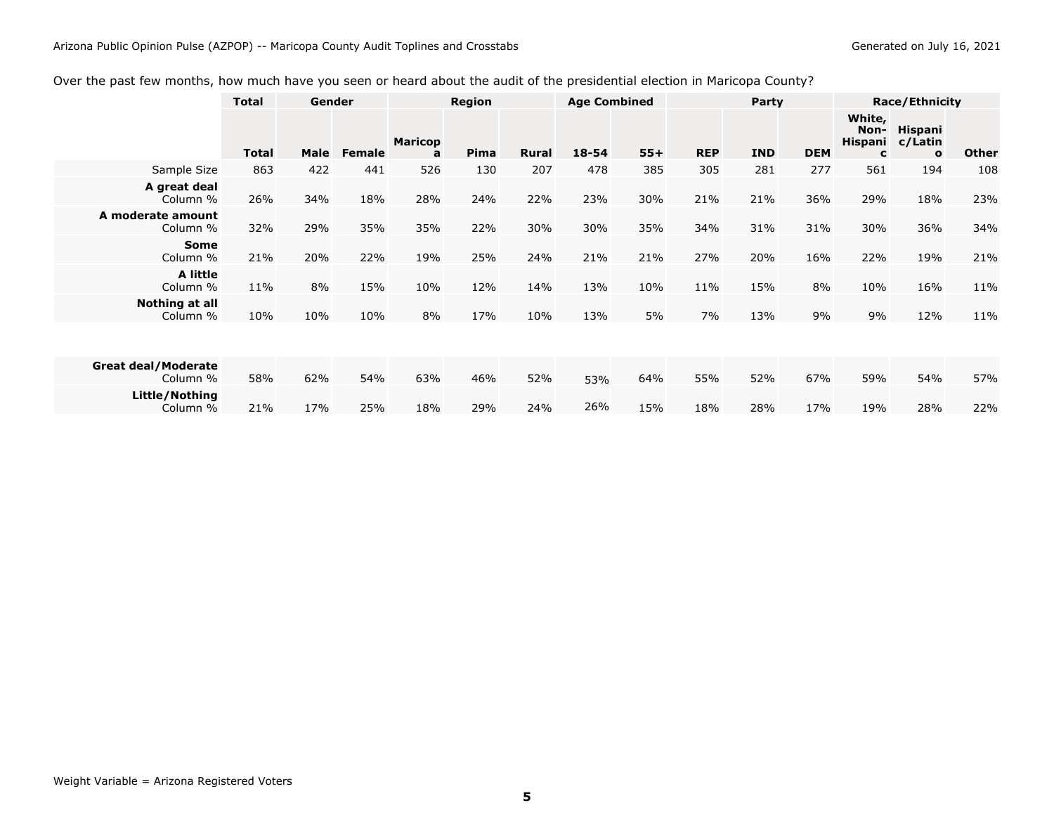Over the past few months, how much have you seen or heard about the audit of the presidential election in Maricopa County?

| | Total | Gender | | Region | | | Age Combined | | Party | | | Race/Ethnicity | | |
|---|---|---|---|---|---|---|---|---|---|---|---|---|---|---|
| | Total | Male | Female | Maricopa | Pima | Rural | 18-54 | 55+ | REP | IND | DEM | White, Non-Hispanic | Hispanic/Latino | Other |
| Sample Size | 863 | 422 | 441 | 526 | 130 | 207 | 478 | 385 | 305 | 281 | 277 | 561 | 194 | 108 |
| **A great deal** Column % | 26% | 34% | 18% | 28% | 24% | 22% | 23% | 30% | 21% | 21% | 36% | 29% | 18% | 23% |
| **A moderate amount** Column % | 32% | 29% | 35% | 35% | 22% | 30% | 30% | 35% | 34% | 31% | 31% | 30% | 36% | 34% |
| **Some** Column % | 21% | 20% | 22% | 19% | 25% | 24% | 21% | 21% | 27% | 20% | 16% | 22% | 19% | 21% |
| **A little** Column % | 11% | 8% | 15% | 10% | 12% | 14% | 13% | 10% | 11% | 15% | 8% | 10% | 16% | 11% |
| **Nothing at all** Column % | 10% | 10% | 10% | 8% | 17% | 10% | 13% | 5% | 7% | 13% | 9% | 9% | 12% | 11% |
| **Great deal/Moderate** Column % | 58% | 62% | 54% | 63% | 46% | 52% | 53% | 64% | 55% | 52% | 67% | 59% | 54% | 57% |
| **Little/Nothing** Column % | 21% | 17% | 25% | 18% | 29% | 24% | 26% | 15% | 18% | 28% | 17% | 19% | 28% | 22% |

Weight Variable = Arizona Registered Voters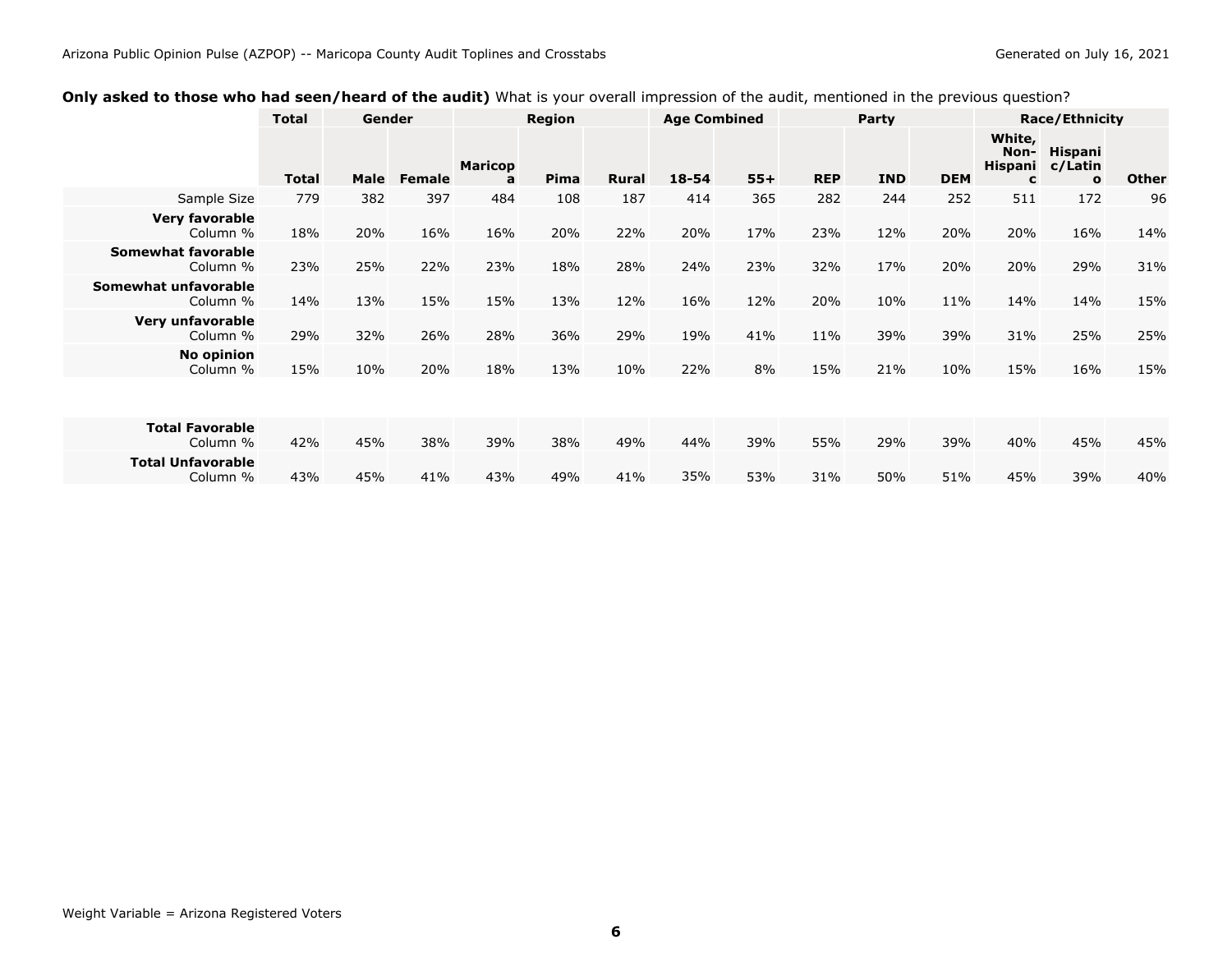**Only asked to those who had seen/heard of the audit)** What is your overall impression of the audit, mentioned in the previous question?

| | Total | Gender | | Region | | | Age Combined | | Party | | | Race/Ethnicity | | |
|---|---|---|---|---|---|---|---|---|---|---|---|---|---|---|
| | **Total** | **Male** | **Female** | **Maricopa** | **Pima** | **Rural** | **18-54** | **55+** | **REP** | **IND** | **DEM** | **White, Non-Hispanic** | **Hispanic/Latino** | **Other** |
| Sample Size | 779 | 382 | 397 | 484 | 108 | 187 | 414 | 365 | 282 | 244 | 252 | 511 | 172 | 96 |
| **Very favorable** Column % | 18% | 20% | 16% | 16% | 20% | 22% | 20% | 17% | 23% | 12% | 20% | 20% | 16% | 14% |
| **Somewhat favorable** Column % | 23% | 25% | 22% | 23% | 18% | 28% | 24% | 23% | 32% | 17% | 20% | 20% | 29% | 31% |
| **Somewhat unfavorable** Column % | 14% | 13% | 15% | 15% | 13% | 12% | 16% | 12% | 20% | 10% | 11% | 14% | 14% | 15% |
| **Very unfavorable** Column % | 29% | 32% | 26% | 28% | 36% | 29% | 19% | 41% | 11% | 39% | 39% | 31% | 25% | 25% |
| **No opinion** Column % | 15% | 10% | 20% | 18% | 13% | 10% | 22% | 8% | 15% | 21% | 10% | 15% | 16% | 15% |
| **Total Favorable** Column % | 42% | 45% | 38% | 39% | 38% | 49% | 44% | 39% | 55% | 29% | 39% | 40% | 45% | 45% |
| **Total Unfavorable** Column % | 43% | 45% | 41% | 43% | 49% | 41% | 35% | 53% | 31% | 50% | 51% | 45% | 39% | 40% |

Weight Variable = Arizona Registered Voters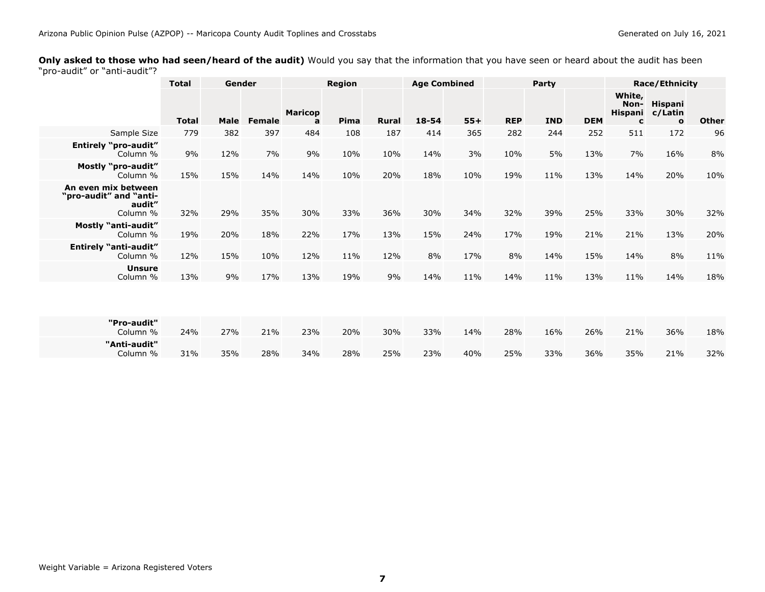**Only asked to those who had seen/heard of the audit)** Would you say that the information that you have seen or heard about the audit has been "pro-audit" or "anti-audit"?

| | Total | Gender | | Region | | | Age Combined | | Party | | | Race/Ethnicity | | |
|---|---|---|---|---|---|---|---|---|---|---|---|---|---|---|
| | **Total** | **Male** | **Female** | **Maricopa** | **Pima** | **Rural** | **18-54** | **55+** | **REP** | **IND** | **DEM** | **White, Non-Hispanic** | **Hispanic/Latino** | **Other** |
| Sample Size | 779 | 382 | 397 | 484 | 108 | 187 | 414 | 365 | 282 | 244 | 252 | 511 | 172 | 96 |
| **Entirely "pro-audit"** Column % | 9% | 12% | 7% | 9% | 10% | 10% | 14% | 3% | 10% | 5% | 13% | 7% | 16% | 8% |
| **Mostly "pro-audit"** Column % | 15% | 15% | 14% | 14% | 10% | 20% | 18% | 10% | 19% | 11% | 13% | 14% | 20% | 10% |
| **An even mix between "pro-audit" and "anti-audit"** Column % | 32% | 29% | 35% | 30% | 33% | 36% | 30% | 34% | 32% | 39% | 25% | 33% | 30% | 32% |
| **Mostly "anti-audit"** Column % | 19% | 20% | 18% | 22% | 17% | 13% | 15% | 24% | 17% | 19% | 21% | 21% | 13% | 20% |
| **Entirely "anti-audit"** Column % | 12% | 15% | 10% | 12% | 11% | 12% | 8% | 17% | 8% | 14% | 15% | 14% | 8% | 11% |
| **Unsure** Column % | 13% | 9% | 17% | 13% | 19% | 9% | 14% | 11% | 14% | 11% | 13% | 11% | 14% | 18% |
| **"Pro-audit"** Column % | 24% | 27% | 21% | 23% | 20% | 30% | 33% | 14% | 28% | 16% | 26% | 21% | 36% | 18% |
| **"Anti-audit"** Column % | 31% | 35% | 28% | 34% | 28% | 25% | 23% | 40% | 25% | 33% | 36% | 35% | 21% | 32% |

Weight Variable = Arizona Registered Voters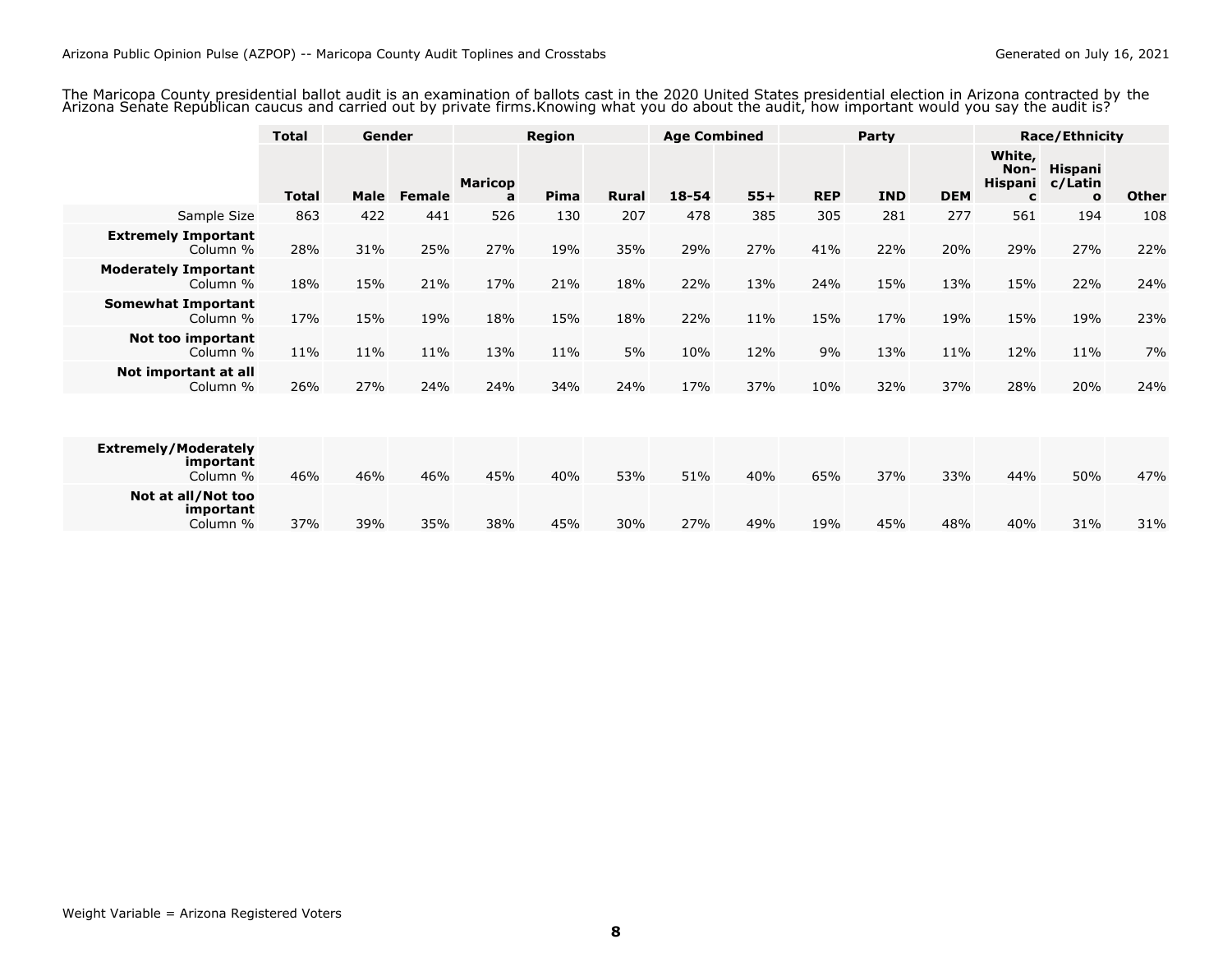The Maricopa County presidential ballot audit is an examination of ballots cast in the 2020 United States presidential election in Arizona contracted by the Arizona Senate Republican caucus and carried out by private firms.Knowing what you do about the audit, how important would you say the audit is?

| | Total | Gender | | Region | | | Age Combined | | Party | | | Race/Ethnicity | | |
|---|---|---|---|---|---|---|---|---|---|---|---|---|---|---|
| | **Total** | **Male** | **Female** | **Maricopa** | **Pima** | **Rural** | **18-54** | **55+** | **REP** | **IND** | **DEM** | **White, Non-Hispanic** | **Hispanic/Latino** | **Other** |
| Sample Size | 863 | 422 | 441 | 526 | 130 | 207 | 478 | 385 | 305 | 281 | 277 | 561 | 194 | 108 |
| **Extremely Important** Column % | 28% | 31% | 25% | 27% | 19% | 35% | 29% | 27% | 41% | 22% | 20% | 29% | 27% | 22% |
| **Moderately Important** Column % | 18% | 15% | 21% | 17% | 21% | 18% | 22% | 13% | 24% | 15% | 13% | 15% | 22% | 24% |
| **Somewhat Important** Column % | 17% | 15% | 19% | 18% | 15% | 18% | 22% | 11% | 15% | 17% | 19% | 15% | 19% | 23% |
| **Not too important** Column % | 11% | 11% | 11% | 13% | 11% | 5% | 10% | 12% | 9% | 13% | 11% | 12% | 11% | 7% |
| **Not important at all** Column % | 26% | 27% | 24% | 24% | 34% | 24% | 17% | 37% | 10% | 32% | 37% | 28% | 20% | 24% |
| **Extremely/Moderately important** Column % | 46% | 46% | 46% | 45% | 40% | 53% | 51% | 40% | 65% | 37% | 33% | 44% | 50% | 47% |
| **Not at all/Not too important** Column % | 37% | 39% | 35% | 38% | 45% | 30% | 27% | 49% | 19% | 45% | 48% | 40% | 31% | 31% |

Weight Variable = Arizona Registered Voters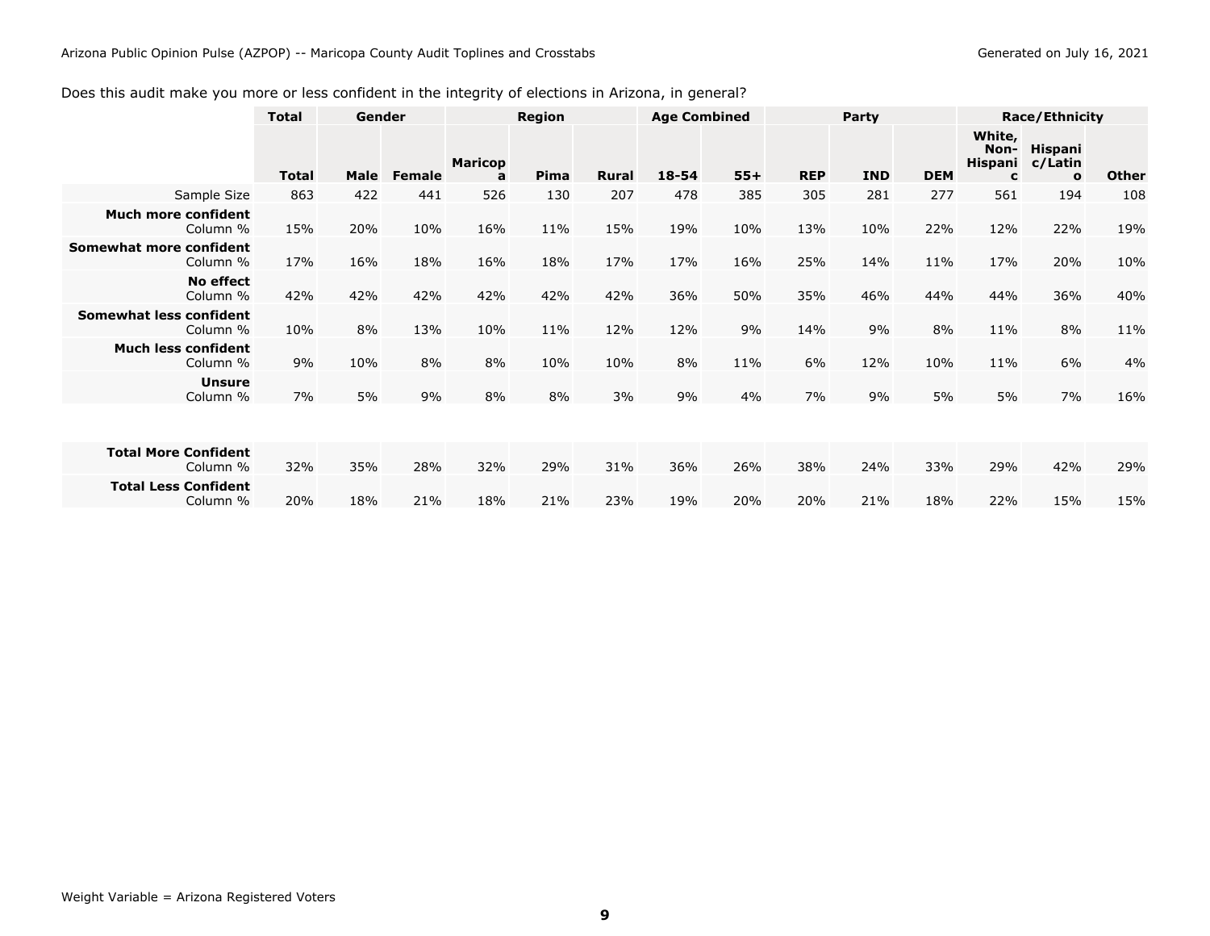Does this audit make you more or less confident in the integrity of elections in Arizona, in general?

| | Total | Gender | | Region | | | Age Combined | | Party | | | Race/Ethnicity | | |
|---|---|---|---|---|---|---|---|---|---|---|---|---|---|---|
| | Total | Male | Female | Maricopa | Pima | Rural | 18-54 | 55+ | REP | IND | DEM | White, Non-Hispanic | Hispanic/Latino | Other |
| Sample Size | 863 | 422 | 441 | 526 | 130 | 207 | 478 | 385 | 305 | 281 | 277 | 561 | 194 | 108 |
| **Much more confident** Column % | 15% | 20% | 10% | 16% | 11% | 15% | 19% | 10% | 13% | 10% | 22% | 12% | 22% | 19% |
| **Somewhat more confident** Column % | 17% | 16% | 18% | 16% | 18% | 17% | 17% | 16% | 25% | 14% | 11% | 17% | 20% | 10% |
| **No effect** Column % | 42% | 42% | 42% | 42% | 42% | 42% | 36% | 50% | 35% | 46% | 44% | 44% | 36% | 40% |
| **Somewhat less confident** Column % | 10% | 8% | 13% | 10% | 11% | 12% | 12% | 9% | 14% | 9% | 8% | 11% | 8% | 11% |
| **Much less confident** Column % | 9% | 10% | 8% | 8% | 10% | 10% | 8% | 11% | 6% | 12% | 10% | 11% | 6% | 4% |
| **Unsure** Column % | 7% | 5% | 9% | 8% | 8% | 3% | 9% | 4% | 7% | 9% | 5% | 5% | 7% | 16% |
| **Total More Confident** Column % | 32% | 35% | 28% | 32% | 29% | 31% | 36% | 26% | 38% | 24% | 33% | 29% | 42% | 29% |
| **Total Less Confident** Column % | 20% | 18% | 21% | 18% | 21% | 23% | 19% | 20% | 20% | 21% | 18% | 22% | 15% | 15% |

Weight Variable = Arizona Registered Voters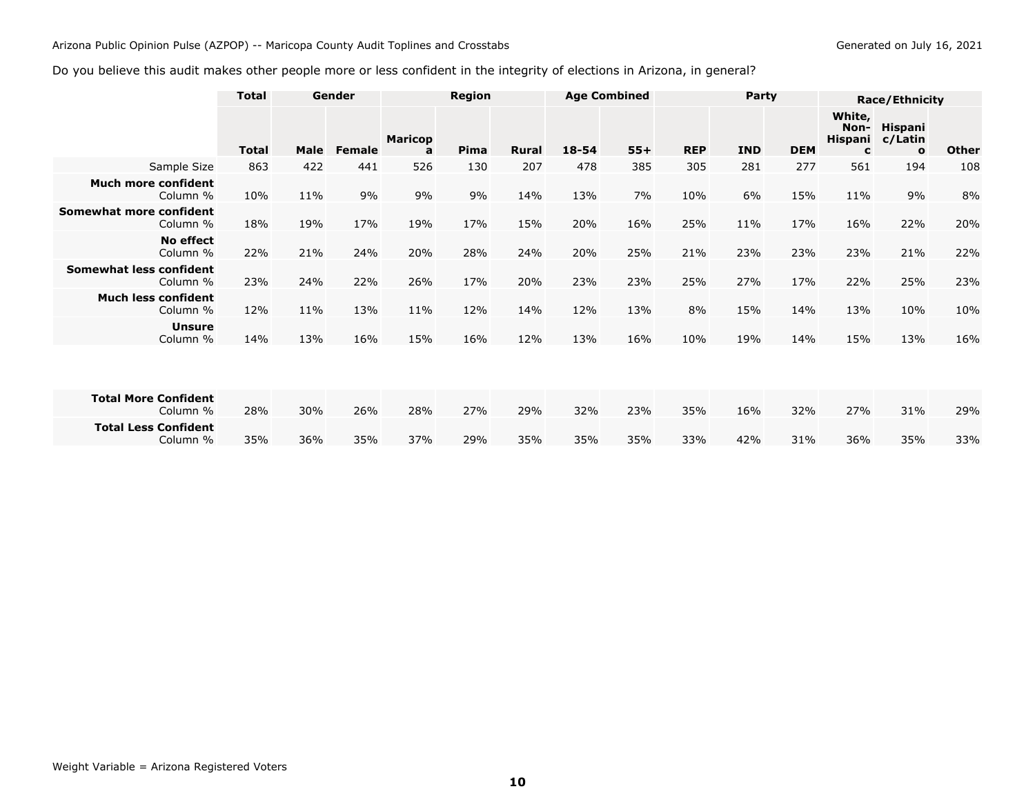Do you believe this audit makes other people more or less confident in the integrity of elections in Arizona, in general?

| | Total | Gender | | Region | | | Age Combined | | Party | | | Race/Ethnicity | | |
|---|---|---|---|---|---|---|---|---|---|---|---|---|---|---|
| | **Total** | **Male** | **Female** | **Maricopa** | **Pima** | **Rural** | **18-54** | **55+** | **REP** | **IND** | **DEM** | **White, Non-Hispanic** | **Hispanic/Latino** | **Other** |
| Sample Size | 863 | 422 | 441 | 526 | 130 | 207 | 478 | 385 | 305 | 281 | 277 | 561 | 194 | 108 |
| **Much more confident** Column % | 10% | 11% | 9% | 9% | 9% | 14% | 13% | 7% | 10% | 6% | 15% | 11% | 9% | 8% |
| **Somewhat more confident** Column % | 18% | 19% | 17% | 19% | 17% | 15% | 20% | 16% | 25% | 11% | 17% | 16% | 22% | 20% |
| **No effect** Column % | 22% | 21% | 24% | 20% | 28% | 24% | 20% | 25% | 21% | 23% | 23% | 23% | 21% | 22% |
| **Somewhat less confident** Column % | 23% | 24% | 22% | 26% | 17% | 20% | 23% | 23% | 25% | 27% | 17% | 22% | 25% | 23% |
| **Much less confident** Column % | 12% | 11% | 13% | 11% | 12% | 14% | 12% | 13% | 8% | 15% | 14% | 13% | 10% | 10% |
| **Unsure** Column % | 14% | 13% | 16% | 15% | 16% | 12% | 13% | 16% | 10% | 19% | 14% | 15% | 13% | 16% |
| **Total More Confident** Column % | 28% | 30% | 26% | 28% | 27% | 29% | 32% | 23% | 35% | 16% | 32% | 27% | 31% | 29% |
| **Total Less Confident** Column % | 35% | 36% | 35% | 37% | 29% | 35% | 35% | 35% | 33% | 42% | 31% | 36% | 35% | 33% |

Weight Variable = Arizona Registered Voters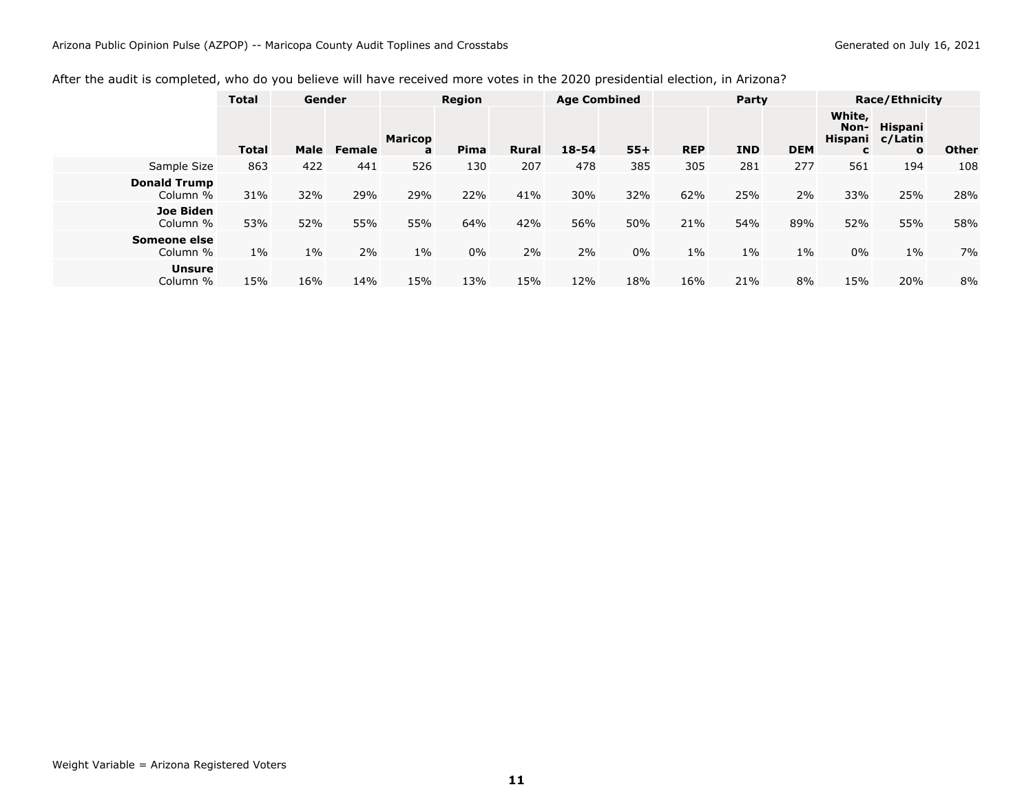After the audit is completed, who do you believe will have received more votes in the 2020 presidential election, in Arizona?

| | Total | Gender | | Region | | | Age Combined | | Party | | | Race/Ethnicity | | |
|---|---|---|---|---|---|---|---|---|---|---|---|---|---|---|
| | Total | Male | Female | Maricopa | Pima | Rural | 18-54 | 55+ | REP | IND | DEM | White, Non-Hispanic | Hispanic/Latino | Other |
| Sample Size | 863 | 422 | 441 | 526 | 130 | 207 | 478 | 385 | 305 | 281 | 277 | 561 | 194 | 108 |
| **Donald Trump** Column % | 31% | 32% | 29% | 29% | 22% | 41% | 30% | 32% | 62% | 25% | 2% | 33% | 25% | 28% |
| **Joe Biden** Column % | 53% | 52% | 55% | 55% | 64% | 42% | 56% | 50% | 21% | 54% | 89% | 52% | 55% | 58% |
| **Someone else** Column % | 1% | 1% | 2% | 1% | 0% | 2% | 2% | 0% | 1% | 1% | 1% | 0% | 1% | 7% |
| **Unsure** Column % | 15% | 16% | 14% | 15% | 13% | 15% | 12% | 18% | 16% | 21% | 8% | 15% | 20% | 8% |

Weight Variable = Arizona Registered Voters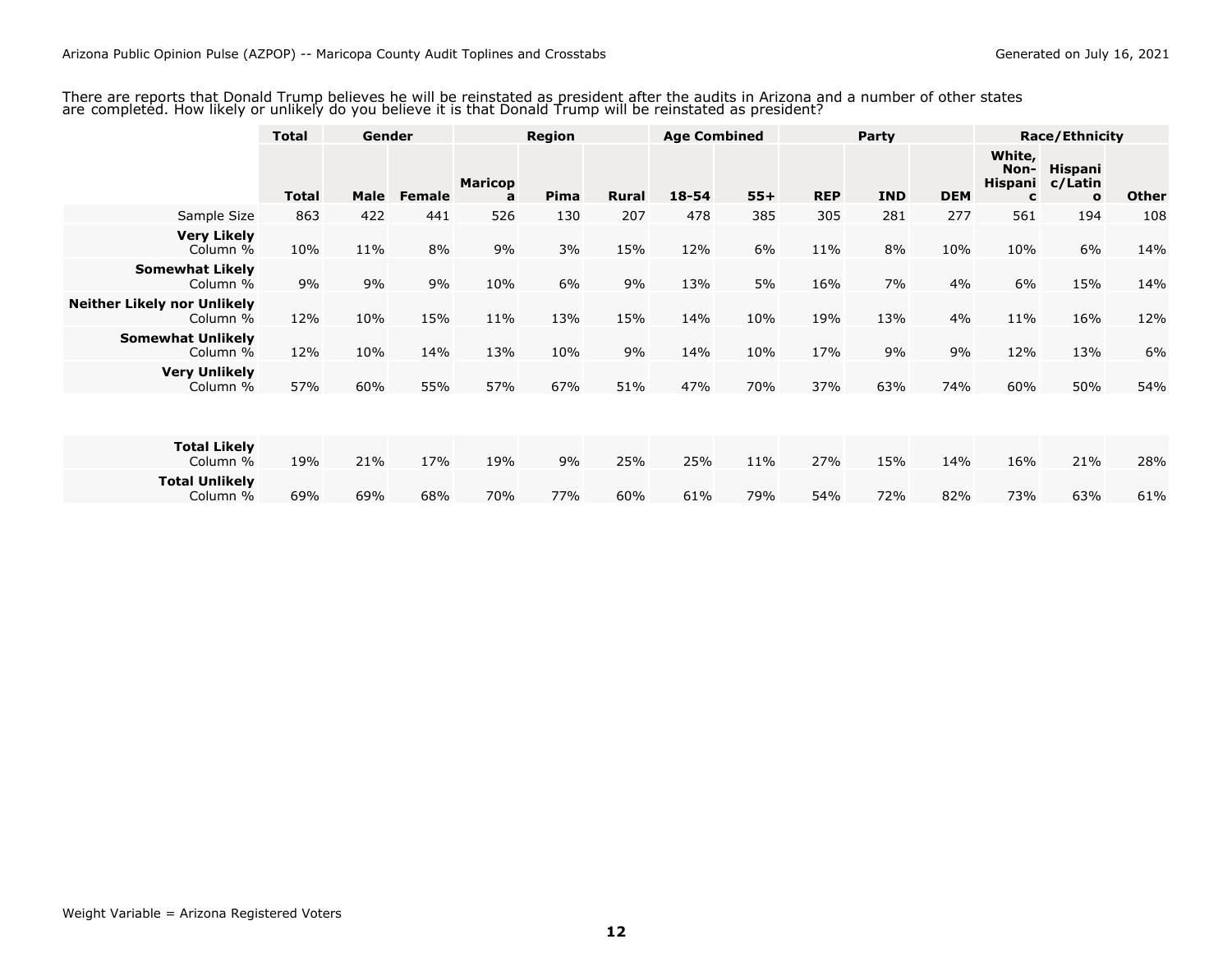There are reports that Donald Trump believes he will be reinstated as president after the audits in Arizona and a number of other states are completed. How likely or unlikely do you believe it is that Donald Trump will be reinstated as president?

| | Total | Gender | | Region | | | Age Combined | | Party | | | Race/Ethnicity | | |
|---|---|---|---|---|---|---|---|---|---|---|---|---|---|---|
| | Total | Male | Female | Maricopa | Pima | Rural | 18-54 | 55+ | REP | IND | DEM | White, Non-Hispanic | Hispanic/Latino | Other |
| Sample Size | 863 | 422 | 441 | 526 | 130 | 207 | 478 | 385 | 305 | 281 | 277 | 561 | 194 | 108 |
| **Very Likely** Column % | 10% | 11% | 8% | 9% | 3% | 15% | 12% | 6% | 11% | 8% | 10% | 10% | 6% | 14% |
| **Somewhat Likely** Column % | 9% | 9% | 9% | 10% | 6% | 9% | 13% | 5% | 16% | 7% | 4% | 6% | 15% | 14% |
| **Neither Likely nor Unlikely** Column % | 12% | 10% | 15% | 11% | 13% | 15% | 14% | 10% | 19% | 13% | 4% | 11% | 16% | 12% |
| **Somewhat Unlikely** Column % | 12% | 10% | 14% | 13% | 10% | 9% | 14% | 10% | 17% | 9% | 9% | 12% | 13% | 6% |
| **Very Unlikely** Column % | 57% | 60% | 55% | 57% | 67% | 51% | 47% | 70% | 37% | 63% | 74% | 60% | 50% | 54% |
| **Total Likely** Column % | 19% | 21% | 17% | 19% | 9% | 25% | 25% | 11% | 27% | 15% | 14% | 16% | 21% | 28% |
| **Total Unlikely** Column % | 69% | 69% | 68% | 70% | 77% | 60% | 61% | 79% | 54% | 72% | 82% | 73% | 63% | 61% |

Weight Variable = Arizona Registered Voters